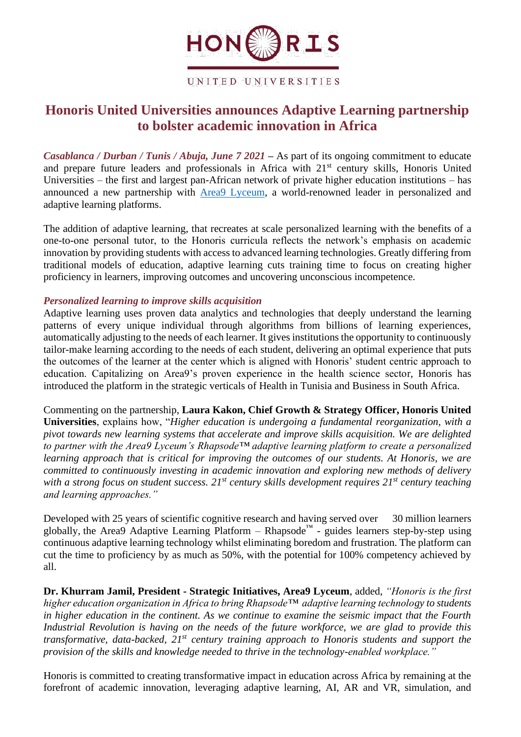HONORIS

UNITED UNIVERSITIES

# Honoris United Universities announces Adaptive Learning partnership to bolster academic innovation in Africa

***Casablanca / Durban / Tunis / Abuja, June 7 2021*** **–** As part of its ongoing commitment to educate and prepare future leaders and professionals in Africa with 21st century skills, Honoris United Universities – the first and largest pan-African network of private higher education institutions – has announced a new partnership with [Area9 Lyceum](), a world-renowned leader in personalized and adaptive learning platforms.

The addition of adaptive learning, that recreates at scale personalized learning with the benefits of a one-to-one personal tutor, to the Honoris curricula reflects the network's emphasis on academic innovation by providing students with access to advanced learning technologies. Greatly differing from traditional models of education, adaptive learning cuts training time to focus on creating higher proficiency in learners, improving outcomes and uncovering unconscious incompetence.

### *Personalized learning to improve skills acquisition*

Adaptive learning uses proven data analytics and technologies that deeply understand the learning patterns of every unique individual through algorithms from billions of learning experiences, automatically adjusting to the needs of each learner. It gives institutions the opportunity to continuously tailor-make learning according to the needs of each student, delivering an optimal experience that puts the outcomes of the learner at the center which is aligned with Honoris' student centric approach to education. Capitalizing on Area9's proven experience in the health science sector, Honoris has introduced the platform in the strategic verticals of Health in Tunisia and Business in South Africa.

Commenting on the partnership, **Laura Kakon, Chief Growth & Strategy Officer, Honoris United Universities**, explains how, "*Higher education is undergoing a fundamental reorganization, with a pivot towards new learning systems that accelerate and improve skills acquisition. We are delighted to partner with the Area9 Lyceum's Rhapsode™ adaptive learning platform to create a personalized learning approach that is critical for improving the outcomes of our students. At Honoris, we are committed to continuously investing in academic innovation and exploring new methods of delivery with a strong focus on student success. 21st century skills development requires 21st century teaching and learning approaches."*

Developed with 25 years of scientific cognitive research and having served over 30 million learners globally, the Area9 Adaptive Learning Platform – Rhapsode™ - guides learners step-by-step using continuous adaptive learning technology whilst eliminating boredom and frustration. The platform can cut the time to proficiency by as much as 50%, with the potential for 100% competency achieved by all.

**Dr. Khurram Jamil, President - Strategic Initiatives, Area9 Lyceum**, added, *"Honoris is the first higher education organization in Africa to bring Rhapsode™ adaptive learning technology to students in higher education in the continent. As we continue to examine the seismic impact that the Fourth Industrial Revolution is having on the needs of the future workforce, we are glad to provide this transformative, data-backed, 21st century training approach to Honoris students and support the provision of the skills and knowledge needed to thrive in the technology-enabled workplace."*

Honoris is committed to creating transformative impact in education across Africa by remaining at the forefront of academic innovation, leveraging adaptive learning, AI, AR and VR, simulation, and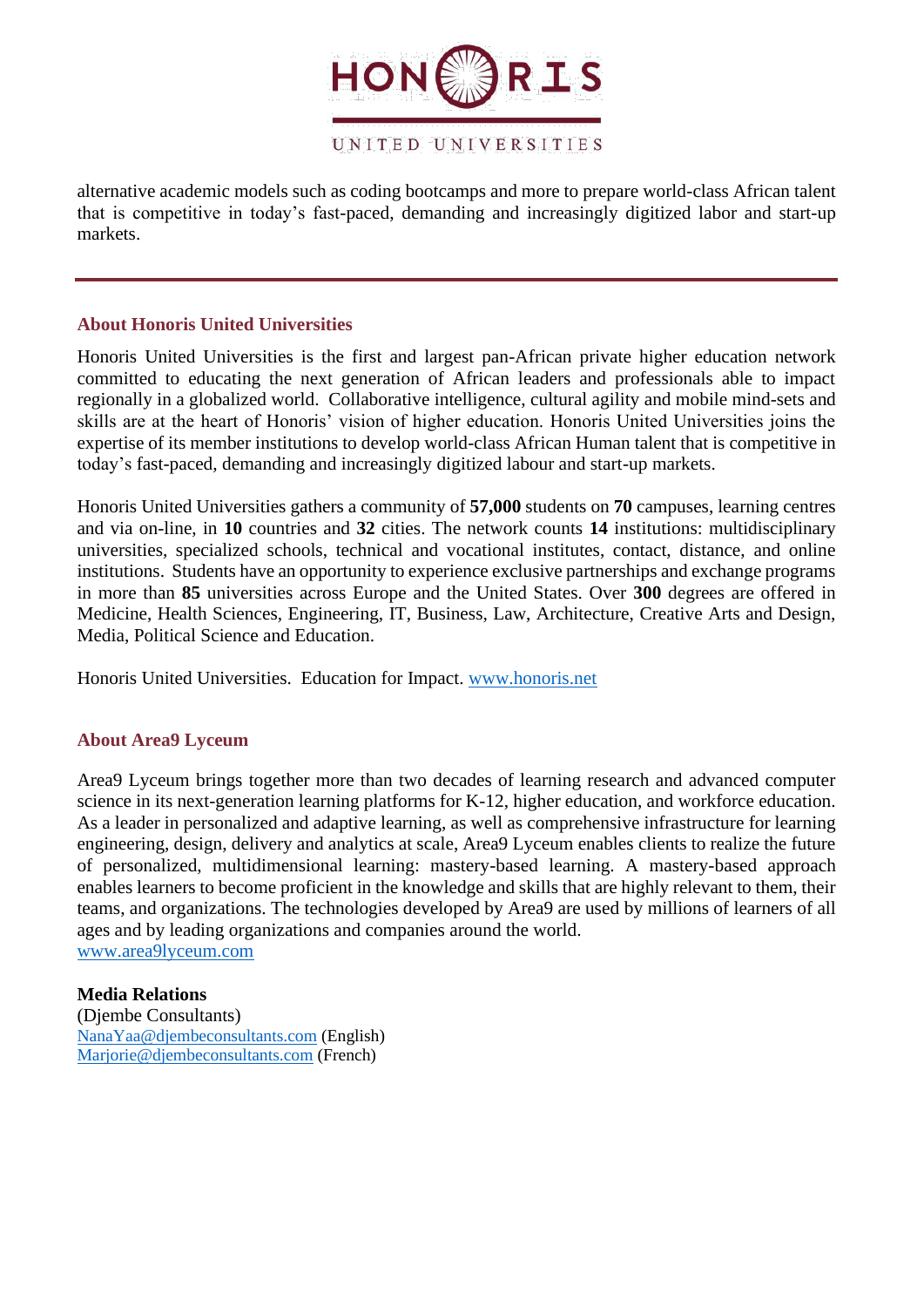alternative academic models such as coding bootcamps and more to prepare world-class African talent that is competitive in today's fast-paced, demanding and increasingly digitized labor and start-up markets.

---

### About Honoris United Universities

Honoris United Universities is the first and largest pan-African private higher education network committed to educating the next generation of African leaders and professionals able to impact regionally in a globalized world. Collaborative intelligence, cultural agility and mobile mind-sets and skills are at the heart of Honoris' vision of higher education. Honoris United Universities joins the expertise of its member institutions to develop world-class African Human talent that is competitive in today's fast-paced, demanding and increasingly digitized labour and start-up markets.

Honoris United Universities gathers a community of **57,000** students on **70** campuses, learning centres and via on-line, in **10** countries and **32** cities. The network counts **14** institutions: multidisciplinary universities, specialized schools, technical and vocational institutes, contact, distance, and online institutions. Students have an opportunity to experience exclusive partnerships and exchange programs in more than **85** universities across Europe and the United States. Over **300** degrees are offered in Medicine, Health Sciences, Engineering, IT, Business, Law, Architecture, Creative Arts and Design, Media, Political Science and Education.

Honoris United Universities. Education for Impact. www.honoris.net

### About Area9 Lyceum

Area9 Lyceum brings together more than two decades of learning research and advanced computer science in its next-generation learning platforms for K-12, higher education, and workforce education. As a leader in personalized and adaptive learning, as well as comprehensive infrastructure for learning engineering, design, delivery and analytics at scale, Area9 Lyceum enables clients to realize the future of personalized, multidimensional learning: mastery-based learning. A mastery-based approach enables learners to become proficient in the knowledge and skills that are highly relevant to them, their teams, and organizations. The technologies developed by Area9 are used by millions of learners of all ages and by leading organizations and companies around the world.
www.area9lyceum.com

**Media Relations**
(Djembe Consultants)
NanaYaa@djembeconsultants.com (English)
Marjorie@djembeconsultants.com (French)